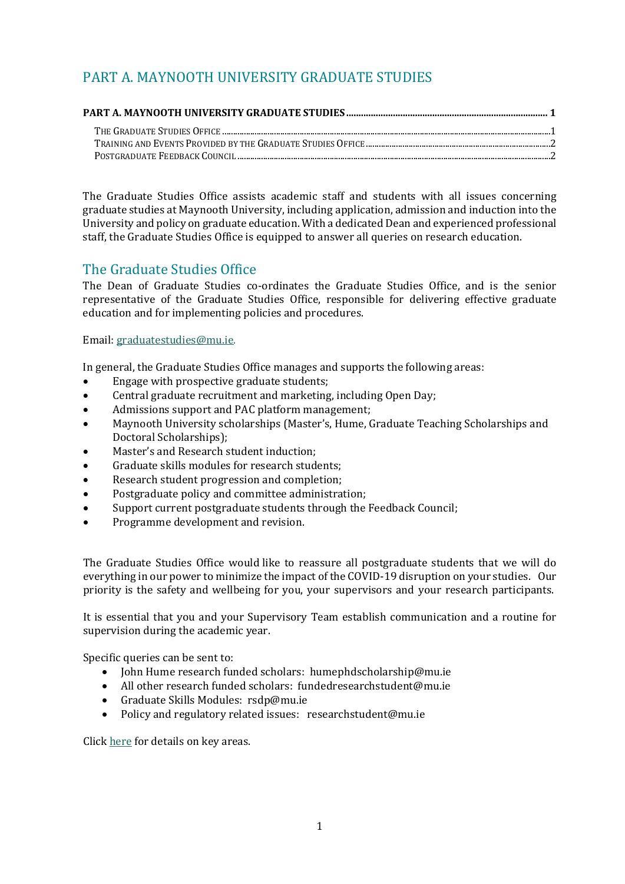# PART A. MAYNOOTH UNIVERSITY GRADUATE STUDIES

**PART A. MAYNOOTH UNIVERSITY GRADUATE STUDIES ........................................................................ 1**

THE GRADUATE STUDIES OFFICE ........................................................................................................ 1
TRAINING AND EVENTS PROVIDED BY THE GRADUATE STUDIES OFFICE ........................................................ 2
POSTGRADUATE FEEDBACK COUNCIL ..................................................................................................... 2

The Graduate Studies Office assists academic staff and students with all issues concerning graduate studies at Maynooth University, including application, admission and induction into the University and policy on graduate education. With a dedicated Dean and experienced professional staff, the Graduate Studies Office is equipped to answer all queries on research education.

## The Graduate Studies Office

The Dean of Graduate Studies co-ordinates the Graduate Studies Office, and is the senior representative of the Graduate Studies Office, responsible for delivering effective graduate education and for implementing policies and procedures.

Email: graduatestudies@mu.ie.

In general, the Graduate Studies Office manages and supports the following areas:

- Engage with prospective graduate students;
- Central graduate recruitment and marketing, including Open Day;
- Admissions support and PAC platform management;
- Maynooth University scholarships (Master's, Hume, Graduate Teaching Scholarships and Doctoral Scholarships);
- Master's and Research student induction;
- Graduate skills modules for research students;
- Research student progression and completion;
- Postgraduate policy and committee administration;
- Support current postgraduate students through the Feedback Council;
- Programme development and revision.

The Graduate Studies Office would like to reassure all postgraduate students that we will do everything in our power to minimize the impact of the COVID-19 disruption on your studies. Our priority is the safety and wellbeing for you, your supervisors and your research participants.

It is essential that you and your Supervisory Team establish communication and a routine for supervision during the academic year.

Specific queries can be sent to:

- John Hume research funded scholars: humephdscholarship@mu.ie
- All other research funded scholars: fundedresearchstudent@mu.ie
- Graduate Skills Modules: rsdp@mu.ie
- Policy and regulatory related issues: researchstudent@mu.ie

Click here for details on key areas.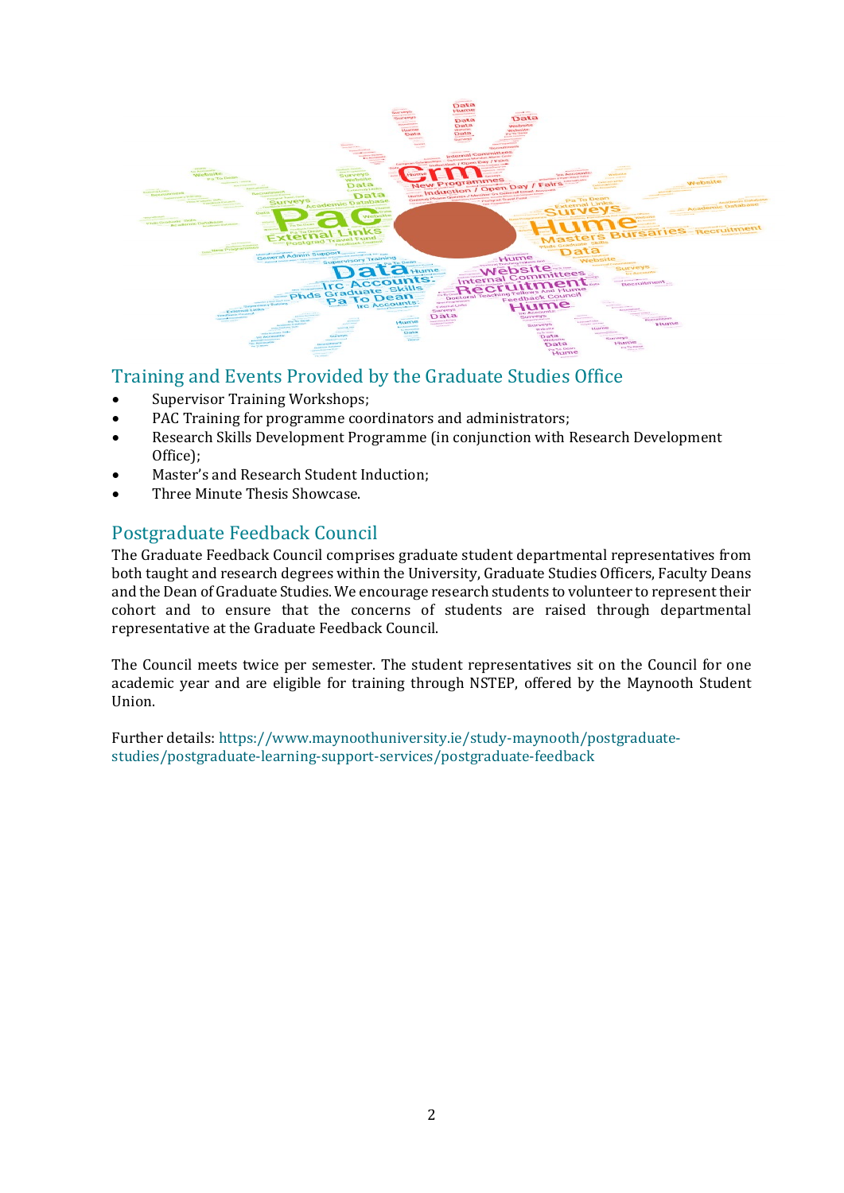## Training and Events Provided by the Graduate Studies Office

- Supervisor Training Workshops;
- PAC Training for programme coordinators and administrators;
- Research Skills Development Programme (in conjunction with Research Development Office);
- Master's and Research Student Induction;
- Three Minute Thesis Showcase.

## Postgraduate Feedback Council

The Graduate Feedback Council comprises graduate student departmental representatives from both taught and research degrees within the University, Graduate Studies Officers, Faculty Deans and the Dean of Graduate Studies. We encourage research students to volunteer to represent their cohort and to ensure that the concerns of students are raised through departmental representative at the Graduate Feedback Council.

The Council meets twice per semester. The student representatives sit on the Council for one academic year and are eligible for training through NSTEP, offered by the Maynooth Student Union.

Further details: https://www.maynoothuniversity.ie/study-maynooth/postgraduate-studies/postgraduate-learning-support-services/postgraduate-feedback